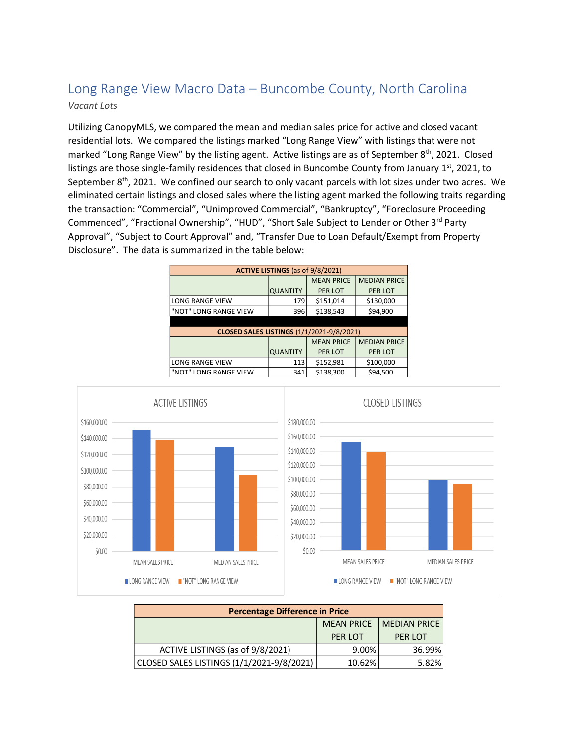# Long Range View Macro Data – Buncombe County, North Carolina

*Vacant Lots*

Utilizing CanopyMLS, we compared the mean and median sales price for active and closed vacant residential lots. We compared the listings marked "Long Range View" with listings that were not marked "Long Range View" by the listing agent. Active listings are as of September 8th, 2021. Closed listings are those single-family residences that closed in Buncombe County from January 1st, 2021, to September 8th, 2021. We confined our search to only vacant parcels with lot sizes under two acres. We eliminated certain listings and closed sales where the listing agent marked the following traits regarding the transaction: "Commercial", "Unimproved Commercial", "Bankruptcy", "Foreclosure Proceeding Commenced", "Fractional Ownership", "HUD", "Short Sale Subject to Lender or Other 3rd Party Approval", "Subject to Court Approval" and, "Transfer Due to Loan Default/Exempt from Property Disclosure". The data is summarized in the table below:

| **ACTIVE LISTINGS** (as of 9/8/2021) | | | |
|---|---|---|---|
| | QUANTITY | MEAN PRICE PER LOT | MEDIAN PRICE PER LOT |
| LONG RANGE VIEW | 179 | $151,014 | $130,000 |
| "NOT" LONG RANGE VIEW | 396 | $138,543 | $94,900 |

| **CLOSED SALES LISTINGS** (1/1/2021-9/8/2021) | | | |
|---|---|---|---|
| | QUANTITY | MEAN PRICE PER LOT | MEDIAN PRICE PER LOT |
| LONG RANGE VIEW | 113 | $152,981 | $100,000 |
| "NOT" LONG RANGE VIEW | 341 | $138,300 | $94,500 |

ACTIVE LISTINGS

CLOSED LISTINGS

| **Percentage Difference in Price** | | |
|---|---|---|
| | MEAN PRICE PER LOT | MEDIAN PRICE PER LOT |
| ACTIVE LISTINGS (as of 9/8/2021) | 9.00% | 36.99% |
| CLOSED SALES LISTINGS (1/1/2021-9/8/2021) | 10.62% | 5.82% |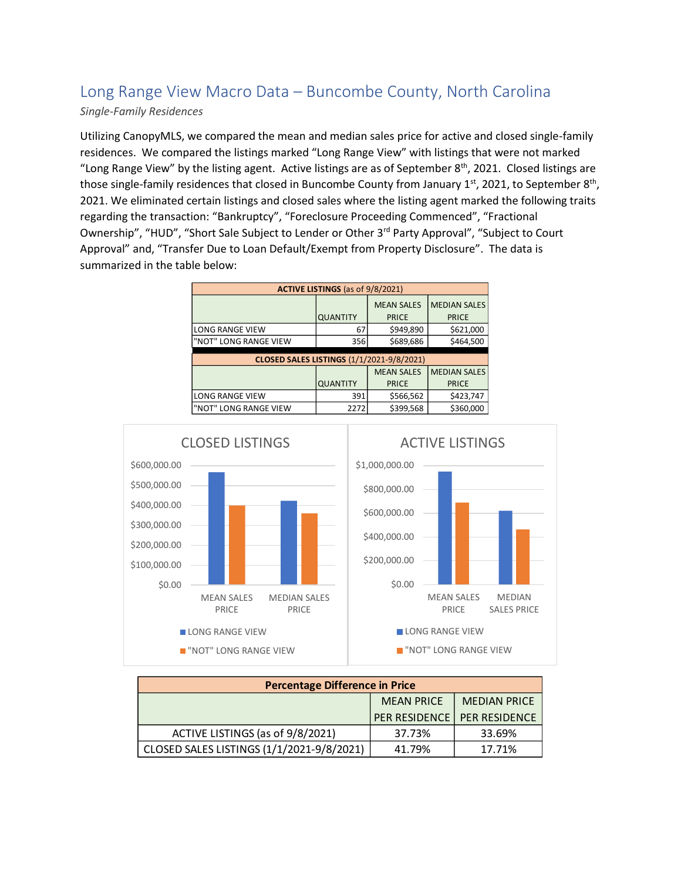# Long Range View Macro Data – Buncombe County, North Carolina

*Single-Family Residences*

Utilizing CanopyMLS, we compared the mean and median sales price for active and closed single-family residences. We compared the listings marked "Long Range View" with listings that were not marked "Long Range View" by the listing agent. Active listings are as of September 8th, 2021. Closed listings are those single-family residences that closed in Buncombe County from January 1st, 2021, to September 8th, 2021. We eliminated certain listings and closed sales where the listing agent marked the following traits regarding the transaction: "Bankruptcy", "Foreclosure Proceeding Commenced", "Fractional Ownership", "HUD", "Short Sale Subject to Lender or Other 3rd Party Approval", "Subject to Court Approval" and, "Transfer Due to Loan Default/Exempt from Property Disclosure". The data is summarized in the table below:

| **ACTIVE LISTINGS** (as of 9/8/2021) | | | |
|---|---|---|---|
| | QUANTITY | MEAN SALES PRICE | MEDIAN SALES PRICE |
| LONG RANGE VIEW | 67 | $949,890 | $621,000 |
| "NOT" LONG RANGE VIEW | 356 | $689,686 | $464,500 |

| **CLOSED SALES LISTINGS** (1/1/2021-9/8/2021) | | | |
|---|---|---|---|
| | QUANTITY | MEAN SALES PRICE | MEDIAN SALES PRICE |
| LONG RANGE VIEW | 391 | $566,562 | $423,747 |
| "NOT" LONG RANGE VIEW | 2272 | $399,568 | $360,000 |

CLOSED LISTINGS

$600,000.00
$500,000.00
$400,000.00
$300,000.00
$200,000.00
$100,000.00
$0.00

MEAN SALES PRICE
MEDIAN SALES PRICE

LONG RANGE VIEW
"NOT" LONG RANGE VIEW

ACTIVE LISTINGS

$1,000,000.00
$800,000.00
$600,000.00
$400,000.00
$200,000.00
$0.00

MEAN SALES PRICE
MEDIAN SALES PRICE

LONG RANGE VIEW
"NOT" LONG RANGE VIEW

| **Percentage Difference in Price** | | |
|---|---|---|
| | MEAN PRICE PER RESIDENCE | MEDIAN PRICE PER RESIDENCE |
| ACTIVE LISTINGS (as of 9/8/2021) | 37.73% | 33.69% |
| CLOSED SALES LISTINGS (1/1/2021-9/8/2021) | 41.79% | 17.71% |